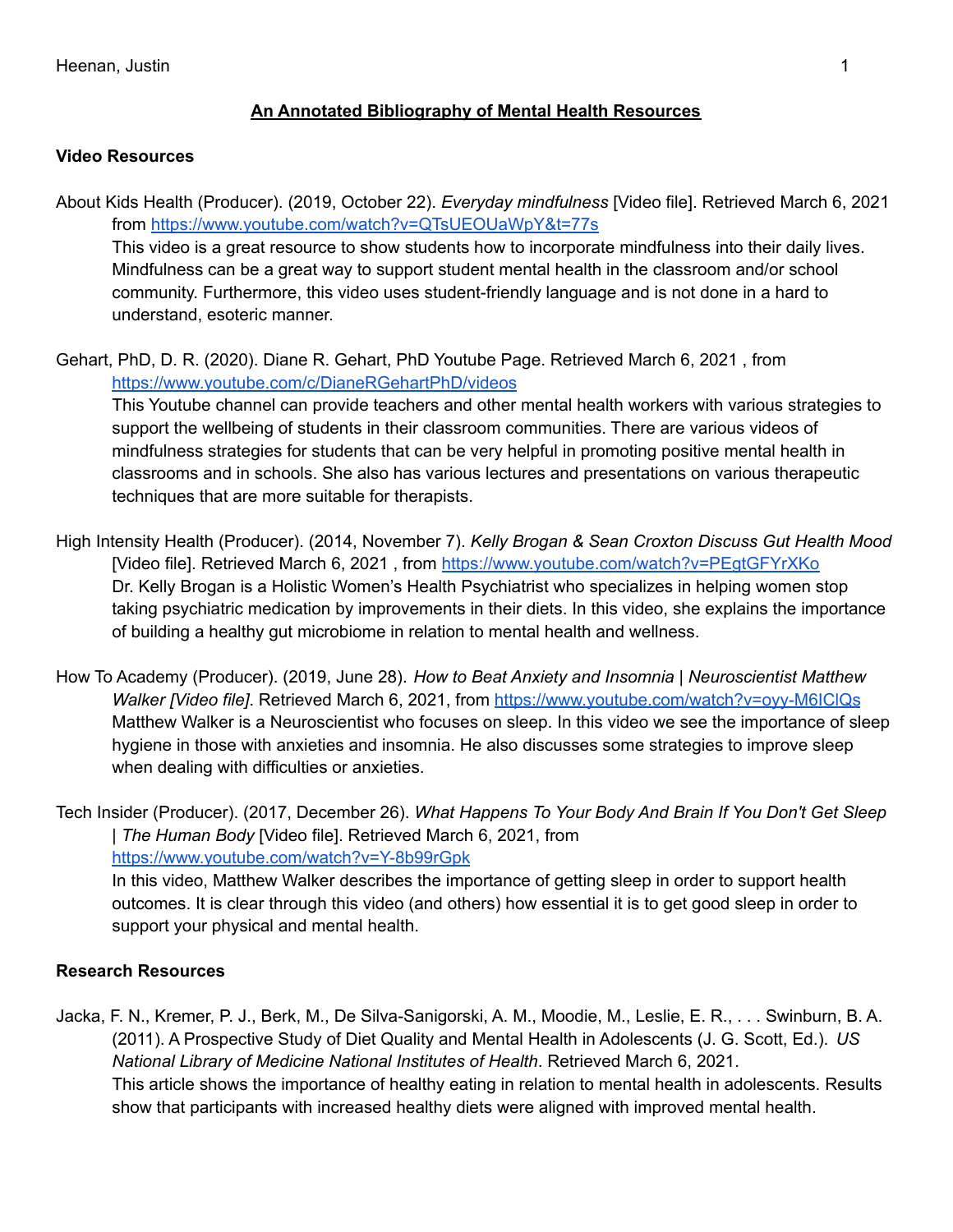# An Annotated Bibliography of Mental Health Resources

## Video Resources

About Kids Health (Producer). (2019, October 22). *Everyday mindfulness* [Video file]. Retrieved March 6, 2021 from https://www.youtube.com/watch?v=QTsUEOUaWpY&t=77s
This video is a great resource to show students how to incorporate mindfulness into their daily lives. Mindfulness can be a great way to support student mental health in the classroom and/or school community. Furthermore, this video uses student-friendly language and is not done in a hard to understand, esoteric manner.

Gehart, PhD, D. R. (2020). Diane R. Gehart, PhD Youtube Page. Retrieved March 6, 2021 , from https://www.youtube.com/c/DianeRGehartPhD/videos
This Youtube channel can provide teachers and other mental health workers with various strategies to support the wellbeing of students in their classroom communities. There are various videos of mindfulness strategies for students that can be very helpful in promoting positive mental health in classrooms and in schools. She also has various lectures and presentations on various therapeutic techniques that are more suitable for therapists.

High Intensity Health (Producer). (2014, November 7). *Kelly Brogan & Sean Croxton Discuss Gut Health Mood* [Video file]. Retrieved March 6, 2021 , from https://www.youtube.com/watch?v=PEgtGFYrXKo
Dr. Kelly Brogan is a Holistic Women's Health Psychiatrist who specializes in helping women stop taking psychiatric medication by improvements in their diets. In this video, she explains the importance of building a healthy gut microbiome in relation to mental health and wellness.

How To Academy (Producer). (2019, June 28). *How to Beat Anxiety and Insomnia | Neuroscientist Matthew Walker [Video file]*. Retrieved March 6, 2021, from https://www.youtube.com/watch?v=oyy-M6IClQs
Matthew Walker is a Neuroscientist who focuses on sleep. In this video we see the importance of sleep hygiene in those with anxieties and insomnia. He also discusses some strategies to improve sleep when dealing with difficulties or anxieties.

Tech Insider (Producer). (2017, December 26). *What Happens To Your Body And Brain If You Don't Get Sleep | The Human Body* [Video file]. Retrieved March 6, 2021, from https://www.youtube.com/watch?v=Y-8b99rGpk
In this video, Matthew Walker describes the importance of getting sleep in order to support health outcomes. It is clear through this video (and others) how essential it is to get good sleep in order to support your physical and mental health.

## Research Resources

Jacka, F. N., Kremer, P. J., Berk, M., De Silva-Sanigorski, A. M., Moodie, M., Leslie, E. R., . . . Swinburn, B. A. (2011). A Prospective Study of Diet Quality and Mental Health in Adolescents (J. G. Scott, Ed.). *US National Library of Medicine National Institutes of Health*. Retrieved March 6, 2021.
This article shows the importance of healthy eating in relation to mental health in adolescents. Results show that participants with increased healthy diets were aligned with improved mental health.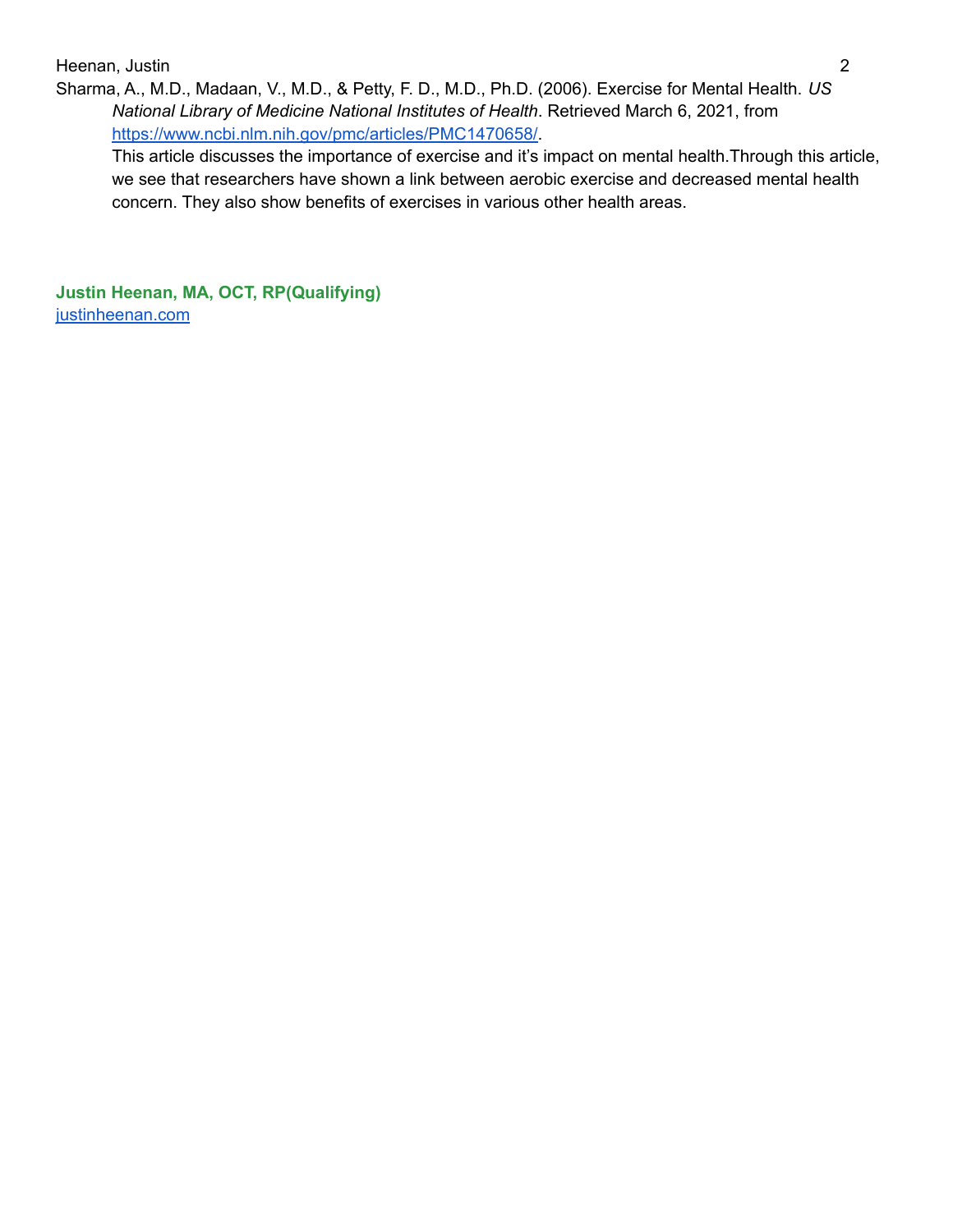Sharma, A., M.D., Madaan, V., M.D., & Petty, F. D., M.D., Ph.D. (2006). Exercise for Mental Health. *US National Library of Medicine National Institutes of Health*. Retrieved March 6, 2021, from https://www.ncbi.nlm.nih.gov/pmc/articles/PMC1470658/.

This article discusses the importance of exercise and it's impact on mental health.Through this article, we see that researchers have shown a link between aerobic exercise and decreased mental health concern. They also show benefits of exercises in various other health areas.

**Justin Heenan, MA, OCT, RP(Qualifying)**
justinheenan.com